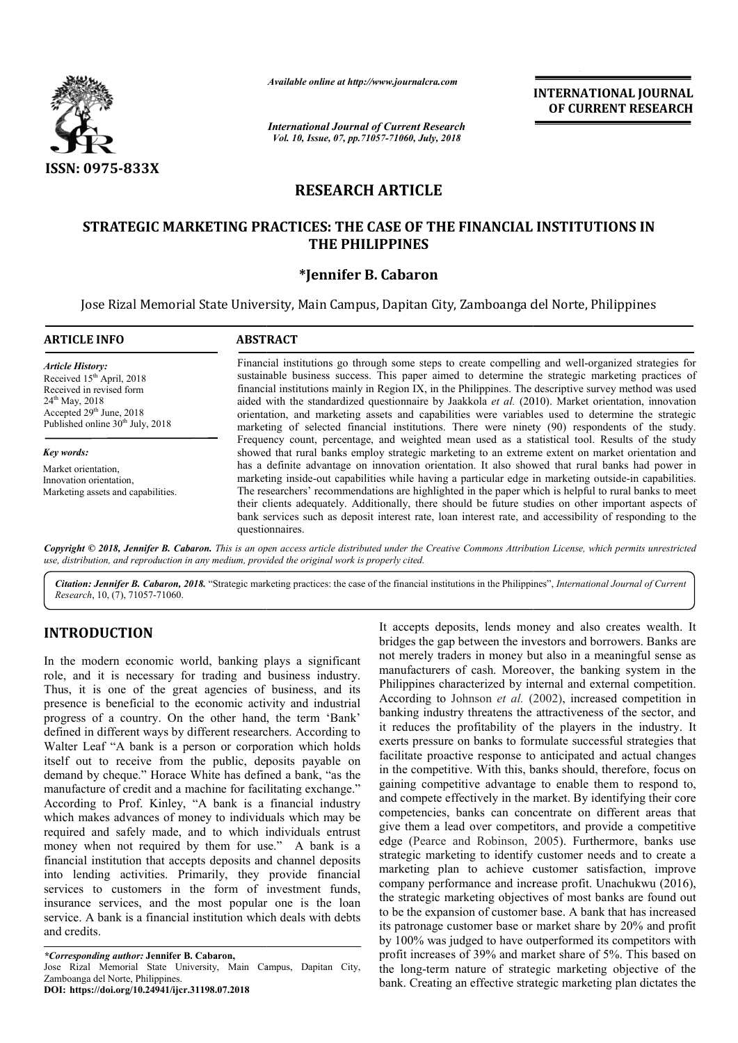*Available online at http://www.journalcra.com*

*International Journal of Current Research*

**INTERNATIONAL JOURNAL OF CURRENT RESEARCH**

ISSN: 0975-833X

## RESEARCH ARTICLE

# STRATEGIC MARKETING PRACTICES: THE CASE OF THE FINANCIAL INSTITUTIONS IN THE PHILIPPINES

**\*Jennifer B. Cabaron**

Jose Rizal Memorial State University, Main Campus, Dapitan City, Zamboanga del Norte, Philippines

**ARTICLE INFO**

*Article History:*
Received 15th April, 2018
Received in revised form 24th May, 2018
Accepted 29th June, 2018
Published online 30th July, 2018

*Key words:*
Market orientation,
Innovation orientation,
Marketing assets and capabilities.

**ABSTRACT**

Financial institutions go through some steps to create compelling and well-organized strategies for sustainable business success. This paper aimed to determine the strategic marketing practices of financial institutions mainly in Region IX, in the Philippines. The descriptive survey method was used aided with the standardized questionnaire by Jaakkola *et al.* (2010). Market orientation, innovation orientation, and marketing assets and capabilities were variables used to determine the strategic marketing of selected financial institutions. There were ninety (90) respondents of the study. Frequency count, percentage, and weighted mean used as a statistical tool. Results of the study showed that rural banks employ strategic marketing to an extreme extent on market orientation and has a definite advantage on innovation orientation. It also showed that rural banks had power in marketing inside-out capabilities while having a particular edge in marketing outside-in capabilities. The researchers' recommendations are highlighted in the paper which is helpful to rural banks to meet their clients adequately. Additionally, there should be future studies on other important aspects of bank services such as deposit interest rate, loan interest rate, and accessibility of responding to the questionnaires.

***Copyright © 2018, Jennifer B. Cabaron.*** *This is an open access article distributed under the Creative Commons Attribution License, which permits unrestricted use, distribution, and reproduction in any medium, provided the original work is properly cited.*

***Citation: Jennifer B. Cabaron, 2018.*** "Strategic marketing practices: the case of the financial institutions in the Philippines", *International Journal of Current Research*, 10, (7), 71057-71060.

## INTRODUCTION

In the modern economic world, banking plays a significant role, and it is necessary for trading and business industry. Thus, it is one of the great agencies of business, and its presence is beneficial to the economic activity and industrial progress of a country. On the other hand, the term 'Bank' defined in different ways by different researchers. According to Walter Leaf "A bank is a person or corporation which holds itself out to receive from the public, deposits payable on demand by cheque." Horace White has defined a bank, "as the manufacture of credit and a machine for facilitating exchange." According to Prof. Kinley, "A bank is a financial industry which makes advances of money to individuals which may be required and safely made, and to which individuals entrust money when not required by them for use." A bank is a financial institution that accepts deposits and channel deposits into lending activities. Primarily, they provide financial services to customers in the form of investment funds, insurance services, and the most popular one is the loan service. A bank is a financial institution which deals with debts and credits.

It accepts deposits, lends money and also creates wealth. It bridges the gap between the investors and borrowers. Banks are not merely traders in money but also in a meaningful sense as manufacturers of cash. Moreover, the banking system in the Philippines characterized by internal and external competition. According to Johnson *et al.* (2002), increased competition in banking industry threatens the attractiveness of the sector, and it reduces the profitability of the players in the industry. It exerts pressure on banks to formulate successful strategies that facilitate proactive response to anticipated and actual changes in the competitive. With this, banks should, therefore, focus on gaining competitive advantage to enable them to respond to, and compete effectively in the market. By identifying their core competencies, banks can concentrate on different areas that give them a lead over competitors, and provide a competitive edge (Pearce and Robinson, 2005). Furthermore, banks use strategic marketing to identify customer needs and to create a marketing plan to achieve customer satisfaction, improve company performance and increase profit. Unachukwu (2016), the strategic marketing objectives of most banks are found out to be the expansion of customer base. A bank that has increased its patronage customer base or market share by 20% and profit by 100% was judged to have outperformed its competitors with profit increases of 39% and market share of 5%. This based on the long-term nature of strategic marketing objective of the bank. Creating an effective strategic marketing plan dictates the

*\*Corresponding author:* **Jennifer B. Cabaron,**
Jose Rizal Memorial State University, Main Campus, Dapitan City, Zamboanga del Norte, Philippines.
**DOI: https://doi.org/10.24941/ijcr.31198.07.2018**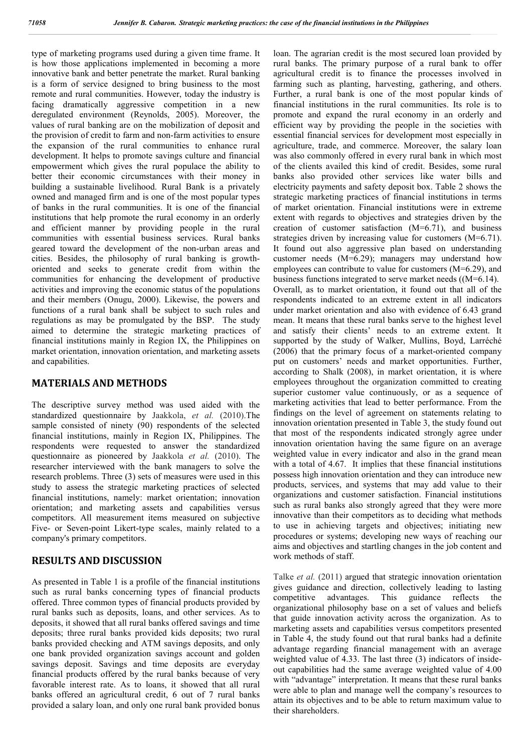type of marketing programs used during a given time frame. It is how those applications implemented in becoming a more innovative bank and better penetrate the market. Rural banking is a form of service designed to bring business to the most remote and rural communities. However, today the industry is facing dramatically aggressive competition in a new deregulated environment (Reynolds, 2005). Moreover, the values of rural banking are on the mobilization of deposit and the provision of credit to farm and non-farm activities to ensure the expansion of the rural communities to enhance rural development. It helps to promote savings culture and financial empowerment which gives the rural populace the ability to better their economic circumstances with their money in building a sustainable livelihood. Rural Bank is a privately owned and managed firm and is one of the most popular types of banks in the rural communities. It is one of the financial institutions that help promote the rural economy in an orderly and efficient manner by providing people in the rural communities with essential business services. Rural banks geared toward the development of the non-urban areas and cities. Besides, the philosophy of rural banking is growth-oriented and seeks to generate credit from within the communities for enhancing the development of productive activities and improving the economic status of the populations and their members (Onugu, 2000). Likewise, the powers and functions of a rural bank shall be subject to such rules and regulations as may be promulgated by the BSP. The study aimed to determine the strategic marketing practices of financial institutions mainly in Region IX, the Philippines on market orientation, innovation orientation, and marketing assets and capabilities.

## MATERIALS AND METHODS

The descriptive survey method was used aided with the standardized questionnaire by Jaakkola, *et al.* (2010).The sample consisted of ninety (90) respondents of the selected financial institutions, mainly in Region IX, Philippines. The respondents were requested to answer the standardized questionnaire as pioneered by Jaakkola *et al.* (2010). The researcher interviewed with the bank managers to solve the research problems. Three (3) sets of measures were used in this study to assess the strategic marketing practices of selected financial institutions, namely: market orientation; innovation orientation; and marketing assets and capabilities versus competitors. All measurement items measured on subjective Five- or Seven-point Likert-type scales, mainly related to a company's primary competitors.

## RESULTS AND DISCUSSION

As presented in Table 1 is a profile of the financial institutions such as rural banks concerning types of financial products offered. Three common types of financial products provided by rural banks such as deposits, loans, and other services. As to deposits, it showed that all rural banks offered savings and time deposits; three rural banks provided kids deposits; two rural banks provided checking and ATM savings deposits, and only one bank provided organization savings account and golden savings deposit. Savings and time deposits are everyday financial products offered by the rural banks because of very favorable interest rate. As to loans, it showed that all rural banks offered an agricultural credit, 6 out of 7 rural banks provided a salary loan, and only one rural bank provided bonus loan. The agrarian credit is the most secured loan provided by rural banks. The primary purpose of a rural bank to offer agricultural credit is to finance the processes involved in farming such as planting, harvesting, gathering, and others. Further, a rural bank is one of the most popular kinds of financial institutions in the rural communities. Its role is to promote and expand the rural economy in an orderly and efficient way by providing the people in the societies with essential financial services for development most especially in agriculture, trade, and commerce. Moreover, the salary loan was also commonly offered in every rural bank in which most of the clients availed this kind of credit. Besides, some rural banks also provided other services like water bills and electricity payments and safety deposit box. Table 2 shows the strategic marketing practices of financial institutions in terms of market orientation. Financial institutions were in extreme extent with regards to objectives and strategies driven by the creation of customer satisfaction (M=6.71), and business strategies driven by increasing value for customers (M=6.71). It found out also aggressive plan based on understanding customer needs (M=6.29); managers may understand how employees can contribute to value for customers (M=6.29), and business functions integrated to serve market needs ((M=6.14). Overall, as to market orientation, it found out that all of the respondents indicated to an extreme extent in all indicators under market orientation and also with evidence of 6.43 grand mean. It means that these rural banks serve to the highest level and satisfy their clients' needs to an extreme extent. It supported by the study of Walker, Mullins, Boyd, Larréché (2006) that the primary focus of a market-oriented company put on customers' needs and market opportunities. Further, according to Shalk (2008), in market orientation, it is where employees throughout the organization committed to creating superior customer value continuously, or as a sequence of marketing activities that lead to better performance. From the findings on the level of agreement on statements relating to innovation orientation presented in Table 3, the study found out that most of the respondents indicated strongly agree under innovation orientation having the same figure on an average weighted value in every indicator and also in the grand mean with a total of 4.67. It implies that these financial institutions possess high innovation orientation and they can introduce new products, services, and systems that may add value to their organizations and customer satisfaction. Financial institutions such as rural banks also strongly agreed that they were more innovative than their competitors as to deciding what methods to use in achieving targets and objectives; initiating new procedures or systems; developing new ways of reaching our aims and objectives and startling changes in the job content and work methods of staff.

Talke *et al.* (2011) argued that strategic innovation orientation gives guidance and direction, collectively leading to lasting competitive advantages. This guidance reflects the organizational philosophy base on a set of values and beliefs that guide innovation activity across the organization. As to marketing assets and capabilities versus competitors presented in Table 4, the study found out that rural banks had a definite advantage regarding financial management with an average weighted value of 4.33. The last three (3) indicators of inside-out capabilities had the same average weighted value of 4.00 with "advantage" interpretation. It means that these rural banks were able to plan and manage well the company's resources to attain its objectives and to be able to return maximum value to their shareholders.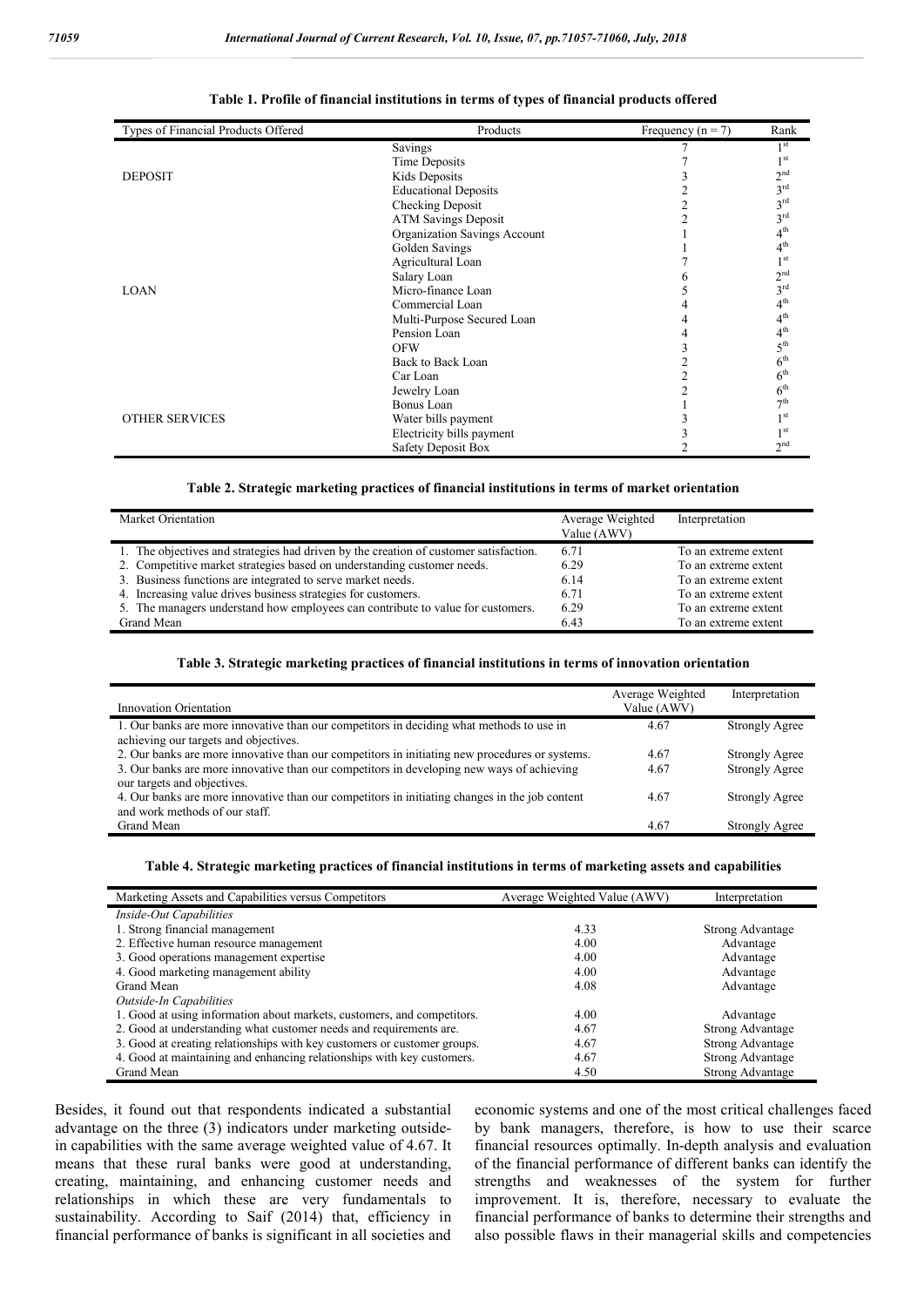**Table 1. Profile of financial institutions in terms of types of financial products offered**

| Types of Financial Products Offered | Products | Frequency (n = 7) | Rank |
|---|---|---|---|
| DEPOSIT | Savings | 7 | 1st |
| | Time Deposits | 7 | 1st |
| | Kids Deposits | 3 | 2nd |
| | Educational Deposits | 2 | 3rd |
| | Checking Deposit | 2 | 3rd |
| | ATM Savings Deposit | 2 | 3rd |
| | Organization Savings Account | 1 | 4th |
| | Golden Savings | 1 | 4th |
| LOAN | Agricultural Loan | 7 | 1st |
| | Salary Loan | 6 | 2nd |
| | Micro-finance Loan | 5 | 3rd |
| | Commercial Loan | 4 | 4th |
| | Multi-Purpose Secured Loan | 4 | 4th |
| | Pension Loan | 4 | 4th |
| | OFW | 3 | 5th |
| | Back to Back Loan | 2 | 6th |
| | Car Loan | 2 | 6th |
| | Jewelry Loan | 2 | 6th |
| | Bonus Loan | 1 | 7th |
| OTHER SERVICES | Water bills payment | 3 | 1st |
| | Electricity bills payment | 3 | 1st |
| | Safety Deposit Box | 2 | 2nd |

**Table 2. Strategic marketing practices of financial institutions in terms of market orientation**

| Market Orientation | Average Weighted Value (AWV) | Interpretation |
|---|---|---|
| 1. The objectives and strategies had driven by the creation of customer satisfaction. | 6.71 | To an extreme extent |
| 2. Competitive market strategies based on understanding customer needs. | 6.29 | To an extreme extent |
| 3. Business functions are integrated to serve market needs. | 6.14 | To an extreme extent |
| 4. Increasing value drives business strategies for customers. | 6.71 | To an extreme extent |
| 5. The managers understand how employees can contribute to value for customers. | 6.29 | To an extreme extent |
| Grand Mean | 6.43 | To an extreme extent |

**Table 3. Strategic marketing practices of financial institutions in terms of innovation orientation**

| Innovation Orientation | Average Weighted Value (AWV) | Interpretation |
|---|---|---|
| 1. Our banks are more innovative than our competitors in deciding what methods to use in achieving our targets and objectives. | 4.67 | Strongly Agree |
| 2. Our banks are more innovative than our competitors in initiating new procedures or systems. | 4.67 | Strongly Agree |
| 3. Our banks are more innovative than our competitors in developing new ways of achieving our targets and objectives. | 4.67 | Strongly Agree |
| 4. Our banks are more innovative than our competitors in initiating changes in the job content and work methods of our staff. | 4.67 | Strongly Agree |
| Grand Mean | 4.67 | Strongly Agree |

**Table 4. Strategic marketing practices of financial institutions in terms of marketing assets and capabilities**

| Marketing Assets and Capabilities versus Competitors | Average Weighted Value (AWV) | Interpretation |
|---|---|---|
| *Inside-Out Capabilities* | | |
| 1. Strong financial management | 4.33 | Strong Advantage |
| 2. Effective human resource management | 4.00 | Advantage |
| 3. Good operations management expertise | 4.00 | Advantage |
| 4. Good marketing management ability | 4.00 | Advantage |
| Grand Mean | 4.08 | Advantage |
| *Outside-In Capabilities* | | |
| 1. Good at using information about markets, customers, and competitors. | 4.00 | Advantage |
| 2. Good at understanding what customer needs and requirements are. | 4.67 | Strong Advantage |
| 3. Good at creating relationships with key customers or customer groups. | 4.67 | Strong Advantage |
| 4. Good at maintaining and enhancing relationships with key customers. | 4.67 | Strong Advantage |
| Grand Mean | 4.50 | Strong Advantage |

Besides, it found out that respondents indicated a substantial advantage on the three (3) indicators under marketing outside-in capabilities with the same average weighted value of 4.67. It means that these rural banks were good at understanding, creating, maintaining, and enhancing customer needs and relationships in which these are very fundamentals to sustainability. According to Saif (2014) that, efficiency in financial performance of banks is significant in all societies and economic systems and one of the most critical challenges faced by bank managers, therefore, is how to use their scarce financial resources optimally. In-depth analysis and evaluation of the financial performance of different banks can identify the strengths and weaknesses of the system for further improvement. It is, therefore, necessary to evaluate the financial performance of banks to determine their strengths and also possible flaws in their managerial skills and competencies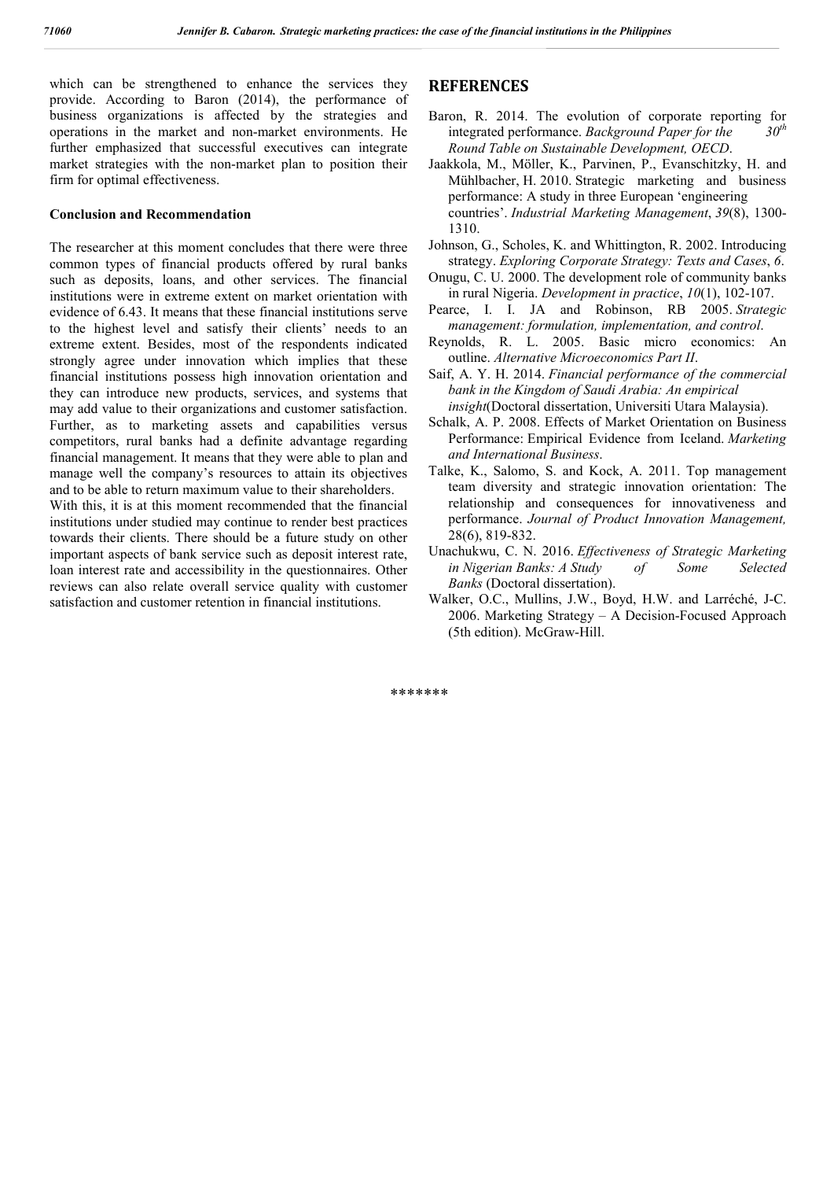which can be strengthened to enhance the services they provide. According to Baron (2014), the performance of business organizations is affected by the strategies and operations in the market and non-market environments. He further emphasized that successful executives can integrate market strategies with the non-market plan to position their firm for optimal effectiveness.

**Conclusion and Recommendation**

The researcher at this moment concludes that there were three common types of financial products offered by rural banks such as deposits, loans, and other services. The financial institutions were in extreme extent on market orientation with evidence of 6.43. It means that these financial institutions serve to the highest level and satisfy their clients' needs to an extreme extent. Besides, most of the respondents indicated strongly agree under innovation which implies that these financial institutions possess high innovation orientation and they can introduce new products, services, and systems that may add value to their organizations and customer satisfaction. Further, as to marketing assets and capabilities versus competitors, rural banks had a definite advantage regarding financial management. It means that they were able to plan and manage well the company's resources to attain its objectives and to be able to return maximum value to their shareholders.

With this, it is at this moment recommended that the financial institutions under studied may continue to render best practices towards their clients. There should be a future study on other important aspects of bank service such as deposit interest rate, loan interest rate and accessibility in the questionnaires. Other reviews can also relate overall service quality with customer satisfaction and customer retention in financial institutions.

## REFERENCES

Baron, R. 2014. The evolution of corporate reporting for integrated performance. *Background Paper for the 30th Round Table on Sustainable Development, OECD*.

Jaakkola, M., Möller, K., Parvinen, P., Evanschitzky, H. and Mühlbacher, H. 2010. Strategic marketing and business performance: A study in three European 'engineering countries'. *Industrial Marketing Management*, *39*(8), 1300-1310.

Johnson, G., Scholes, K. and Whittington, R. 2002. Introducing strategy. *Exploring Corporate Strategy: Texts and Cases*, *6*.

Onugu, C. U. 2000. The development role of community banks in rural Nigeria. *Development in practice*, *10*(1), 102-107.

Pearce, I. I. JA and Robinson, RB 2005. *Strategic management: formulation, implementation, and control*.

Reynolds, R. L. 2005. Basic micro economics: An outline. *Alternative Microeconomics Part II*.

Saif, A. Y. H. 2014. *Financial performance of the commercial bank in the Kingdom of Saudi Arabia: An empirical insight*(Doctoral dissertation, Universiti Utara Malaysia).

Schalk, A. P. 2008. Effects of Market Orientation on Business Performance: Empirical Evidence from Iceland. *Marketing and International Business*.

Talke, K., Salomo, S. and Kock, A. 2011. Top management team diversity and strategic innovation orientation: The relationship and consequences for innovativeness and performance. *Journal of Product Innovation Management,* 28(6), 819-832.

Unachukwu, C. N. 2016. *Effectiveness of Strategic Marketing in Nigerian Banks: A Study of Some Selected Banks* (Doctoral dissertation).

Walker, O.C., Mullins, J.W., Boyd, H.W. and Larréché, J-C. 2006. Marketing Strategy – A Decision-Focused Approach (5th edition). McGraw-Hill.

\*\*\*\*\*\*\*